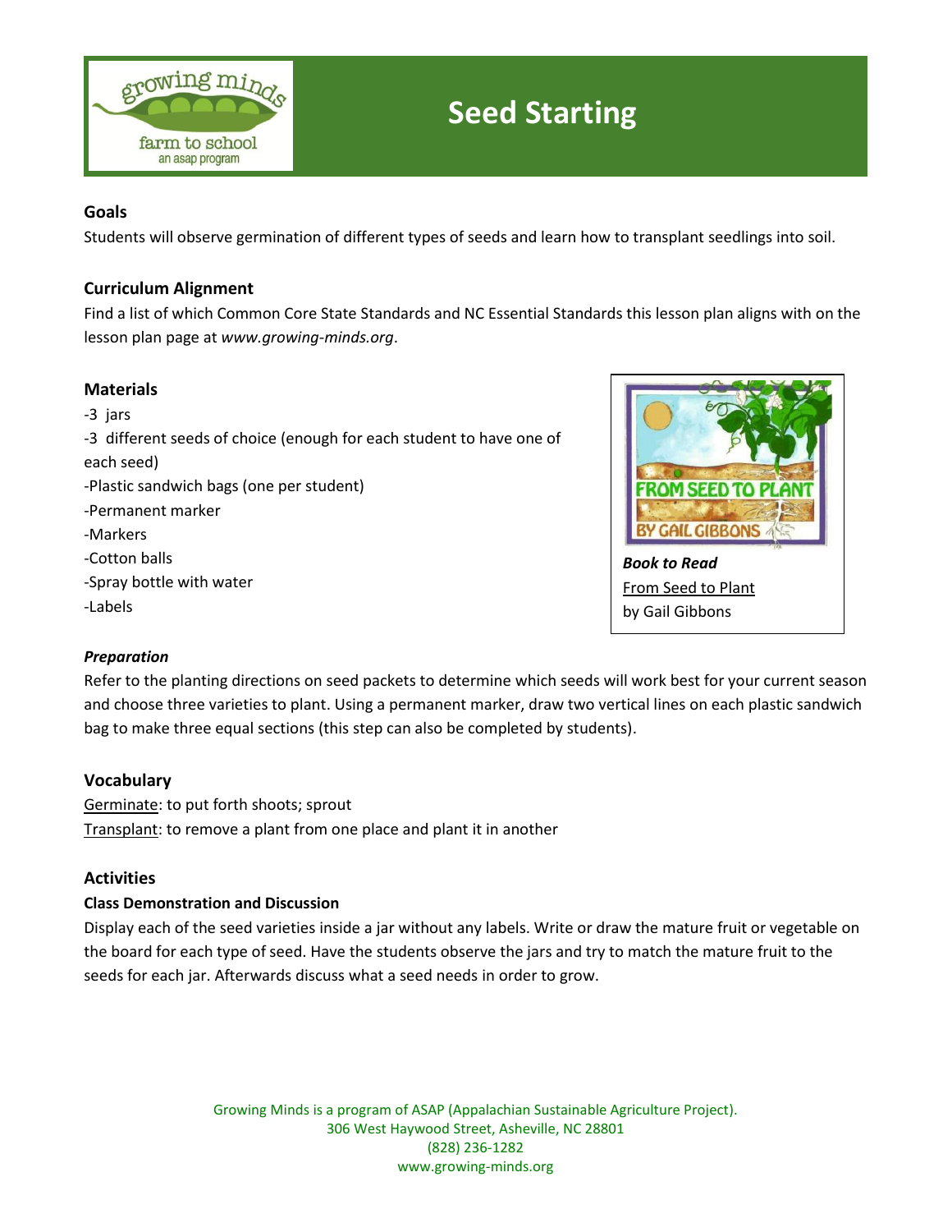# Seed Starting

## Goals

Students will observe germination of different types of seeds and learn how to transplant seedlings into soil.

## Curriculum Alignment

Find a list of which Common Core State Standards and NC Essential Standards this lesson plan aligns with on the lesson plan page at *www.growing-minds.org*.

## Materials

- -3 jars
- -3 different seeds of choice (enough for each student to have one of each seed)
- -Plastic sandwich bags (one per student)
- -Permanent marker
- -Markers
- -Cotton balls
- -Spray bottle with water
- -Labels

***Book to Read***

From Seed to Plant

by Gail Gibbons

***Preparation***

Refer to the planting directions on seed packets to determine which seeds will work best for your current season and choose three varieties to plant. Using a permanent marker, draw two vertical lines on each plastic sandwich bag to make three equal sections (this step can also be completed by students).

## Vocabulary

Germinate: to put forth shoots; sprout

Transplant: to remove a plant from one place and plant it in another

## Activities

### Class Demonstration and Discussion

Display each of the seed varieties inside a jar without any labels. Write or draw the mature fruit or vegetable on the board for each type of seed. Have the students observe the jars and try to match the mature fruit to the seeds for each jar. Afterwards discuss what a seed needs in order to grow.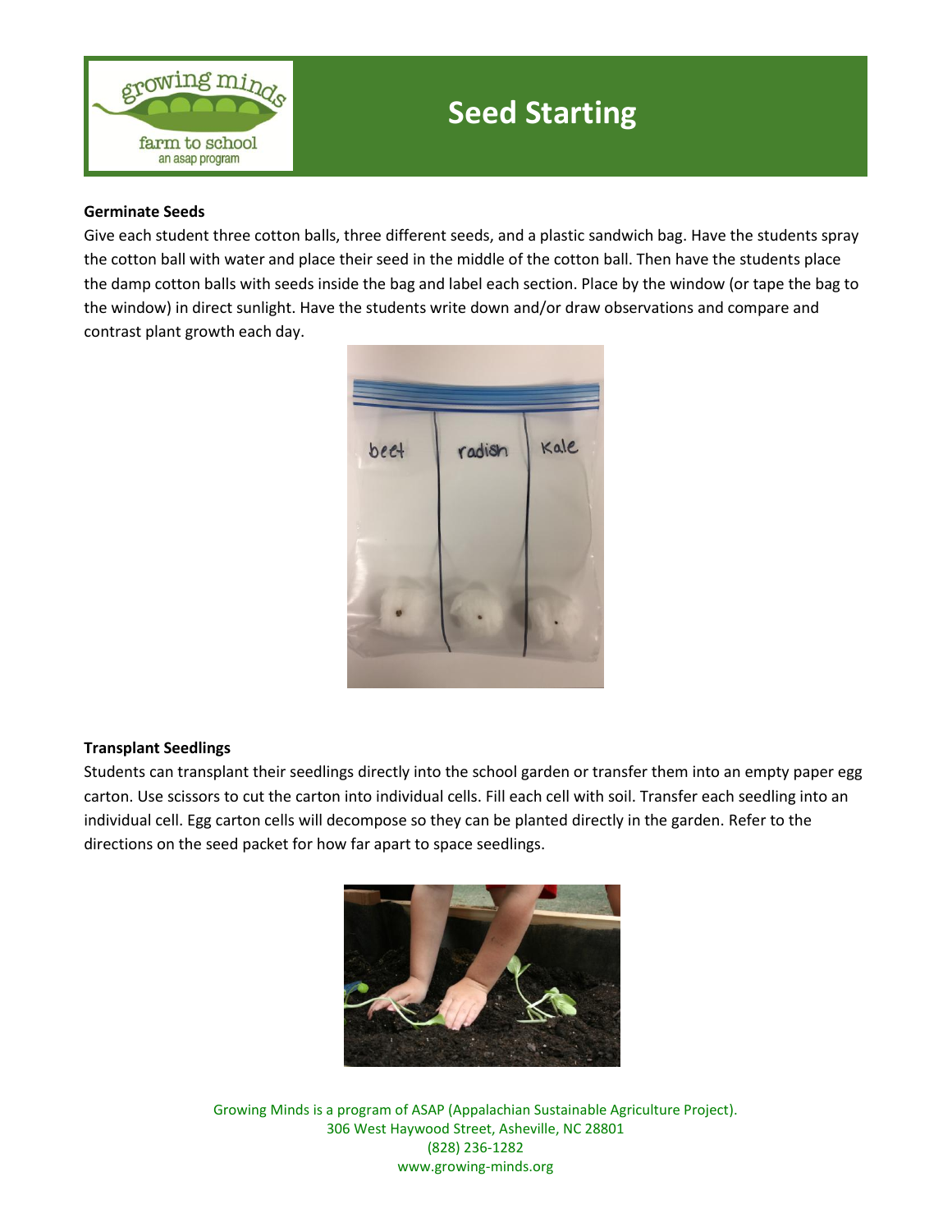# Seed Starting

**Germinate Seeds**

Give each student three cotton balls, three different seeds, and a plastic sandwich bag. Have the students spray the cotton ball with water and place their seed in the middle of the cotton ball. Then have the students place the damp cotton balls with seeds inside the bag and label each section. Place by the window (or tape the bag to the window) in direct sunlight. Have the students write down and/or draw observations and compare and contrast plant growth each day.

**Transplant Seedlings**

Students can transplant their seedlings directly into the school garden or transfer them into an empty paper egg carton. Use scissors to cut the carton into individual cells. Fill each cell with soil. Transfer each seedling into an individual cell. Egg carton cells will decompose so they can be planted directly in the garden. Refer to the directions on the seed packet for how far apart to space seedlings.

Growing Minds is a program of ASAP (Appalachian Sustainable Agriculture Project).
306 West Haywood Street, Asheville, NC 28801
(828) 236-1282
www.growing-minds.org